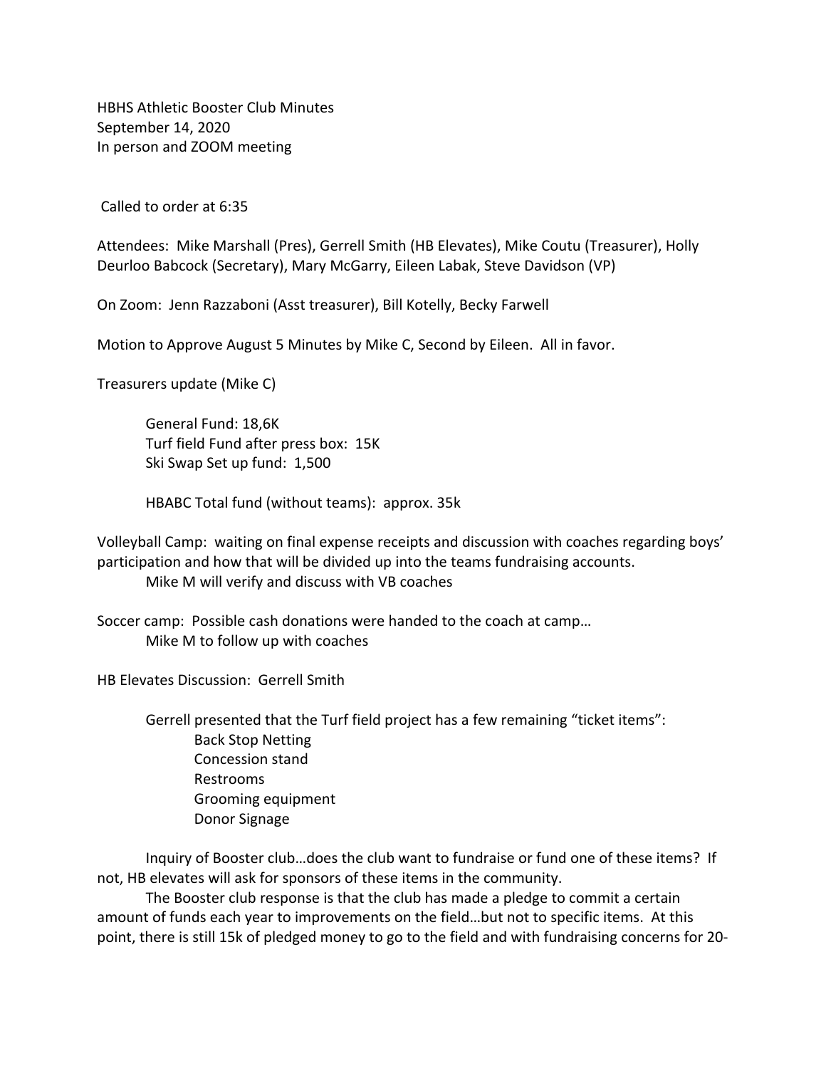HBHS Athletic Booster Club Minutes
September 14, 2020
In person and ZOOM meeting

Called to order at 6:35

Attendees: Mike Marshall (Pres), Gerrell Smith (HB Elevates), Mike Coutu (Treasurer), Holly Deurloo Babcock (Secretary), Mary McGarry, Eileen Labak, Steve Davidson (VP)

On Zoom: Jenn Razzaboni (Asst treasurer), Bill Kotelly, Becky Farwell

Motion to Approve August 5 Minutes by Mike C, Second by Eileen. All in favor.

Treasurers update (Mike C)

General Fund: 18,6K
Turf field Fund after press box: 15K
Ski Swap Set up fund: 1,500

HBABC Total fund (without teams): approx. 35k

Volleyball Camp: waiting on final expense receipts and discussion with coaches regarding boys' participation and how that will be divided up into the teams fundraising accounts.
Mike M will verify and discuss with VB coaches

Soccer camp: Possible cash donations were handed to the coach at camp…
Mike M to follow up with coaches

HB Elevates Discussion: Gerrell Smith

Gerrell presented that the Turf field project has a few remaining "ticket items":

- Back Stop Netting
- Concession stand
- Restrooms
- Grooming equipment
- Donor Signage

Inquiry of Booster club…does the club want to fundraise or fund one of these items? If not, HB elevates will ask for sponsors of these items in the community.

The Booster club response is that the club has made a pledge to commit a certain amount of funds each year to improvements on the field…but not to specific items. At this point, there is still 15k of pledged money to go to the field and with fundraising concerns for 20-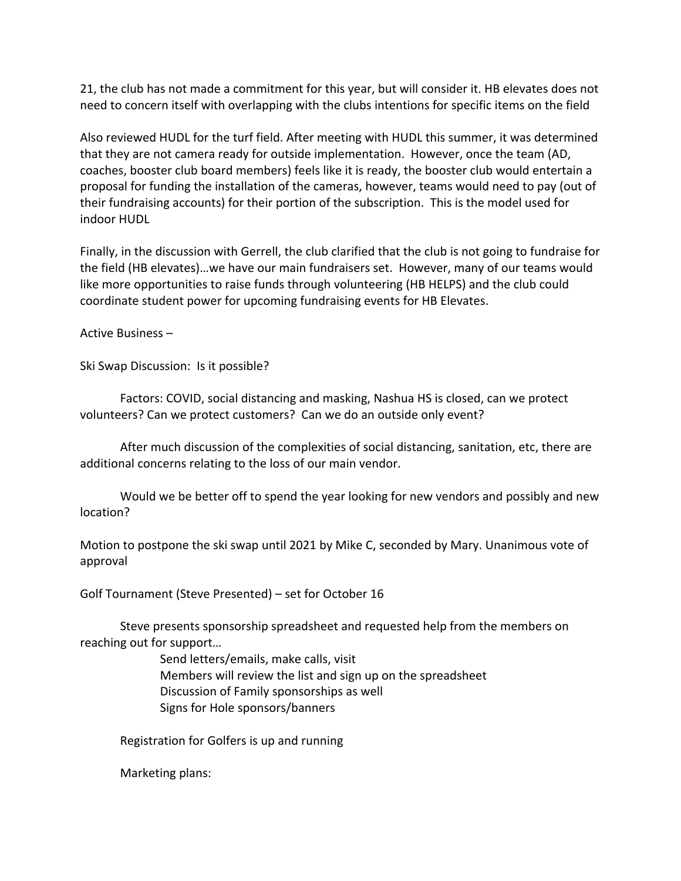21, the club has not made a commitment for this year, but will consider it. HB elevates does not need to concern itself with overlapping with the clubs intentions for specific items on the field

Also reviewed HUDL for the turf field. After meeting with HUDL this summer, it was determined that they are not camera ready for outside implementation.  However, once the team (AD, coaches, booster club board members) feels like it is ready, the booster club would entertain a proposal for funding the installation of the cameras, however, teams would need to pay (out of their fundraising accounts) for their portion of the subscription.  This is the model used for indoor HUDL

Finally, in the discussion with Gerrell, the club clarified that the club is not going to fundraise for the field (HB elevates)…we have our main fundraisers set.  However, many of our teams would like more opportunities to raise funds through volunteering (HB HELPS) and the club could coordinate student power for upcoming fundraising events for HB Elevates.

Active Business –

Ski Swap Discussion:  Is it possible?

Factors: COVID, social distancing and masking, Nashua HS is closed, can we protect volunteers? Can we protect customers?  Can we do an outside only event?

After much discussion of the complexities of social distancing, sanitation, etc, there are additional concerns relating to the loss of our main vendor.

Would we be better off to spend the year looking for new vendors and possibly and new location?

Motion to postpone the ski swap until 2021 by Mike C, seconded by Mary. Unanimous vote of approval

Golf Tournament (Steve Presented) – set for October 16

Steve presents sponsorship spreadsheet and requested help from the members on reaching out for support…

- Send letters/emails, make calls, visit
- Members will review the list and sign up on the spreadsheet
- Discussion of Family sponsorships as well
- Signs for Hole sponsors/banners

Registration for Golfers is up and running

Marketing plans: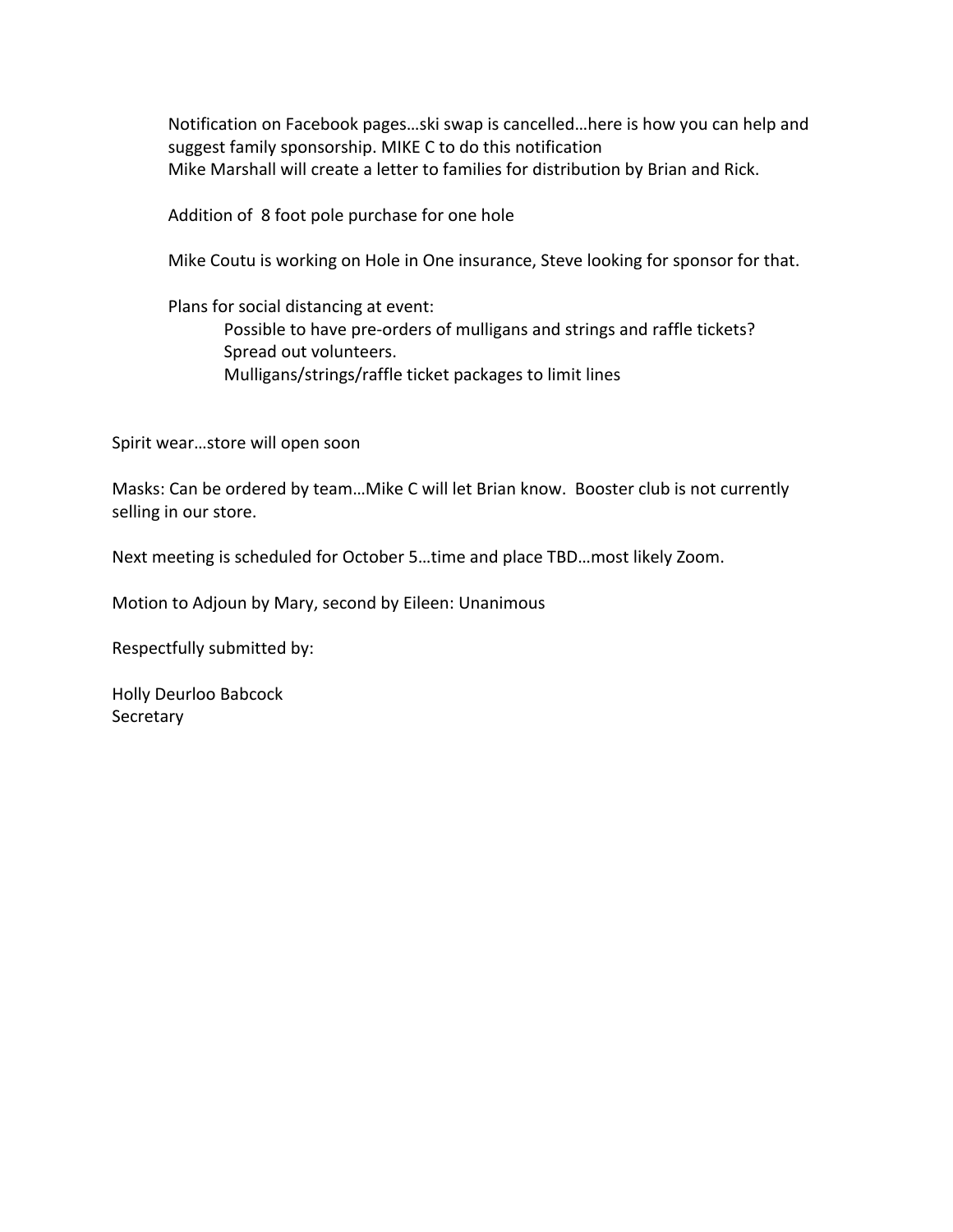Notification on Facebook pages…ski swap is cancelled…here is how you can help and suggest family sponsorship. MIKE C to do this notification
Mike Marshall will create a letter to families for distribution by Brian and Rick.

Addition of 8 foot pole purchase for one hole

Mike Coutu is working on Hole in One insurance, Steve looking for sponsor for that.

Plans for social distancing at event:

- Possible to have pre-orders of mulligans and strings and raffle tickets?
- Spread out volunteers.
- Mulligans/strings/raffle ticket packages to limit lines

Spirit wear…store will open soon

Masks: Can be ordered by team…Mike C will let Brian know. Booster club is not currently selling in our store.

Next meeting is scheduled for October 5…time and place TBD…most likely Zoom.

Motion to Adjoun by Mary, second by Eileen: Unanimous

Respectfully submitted by:

Holly Deurloo Babcock
Secretary